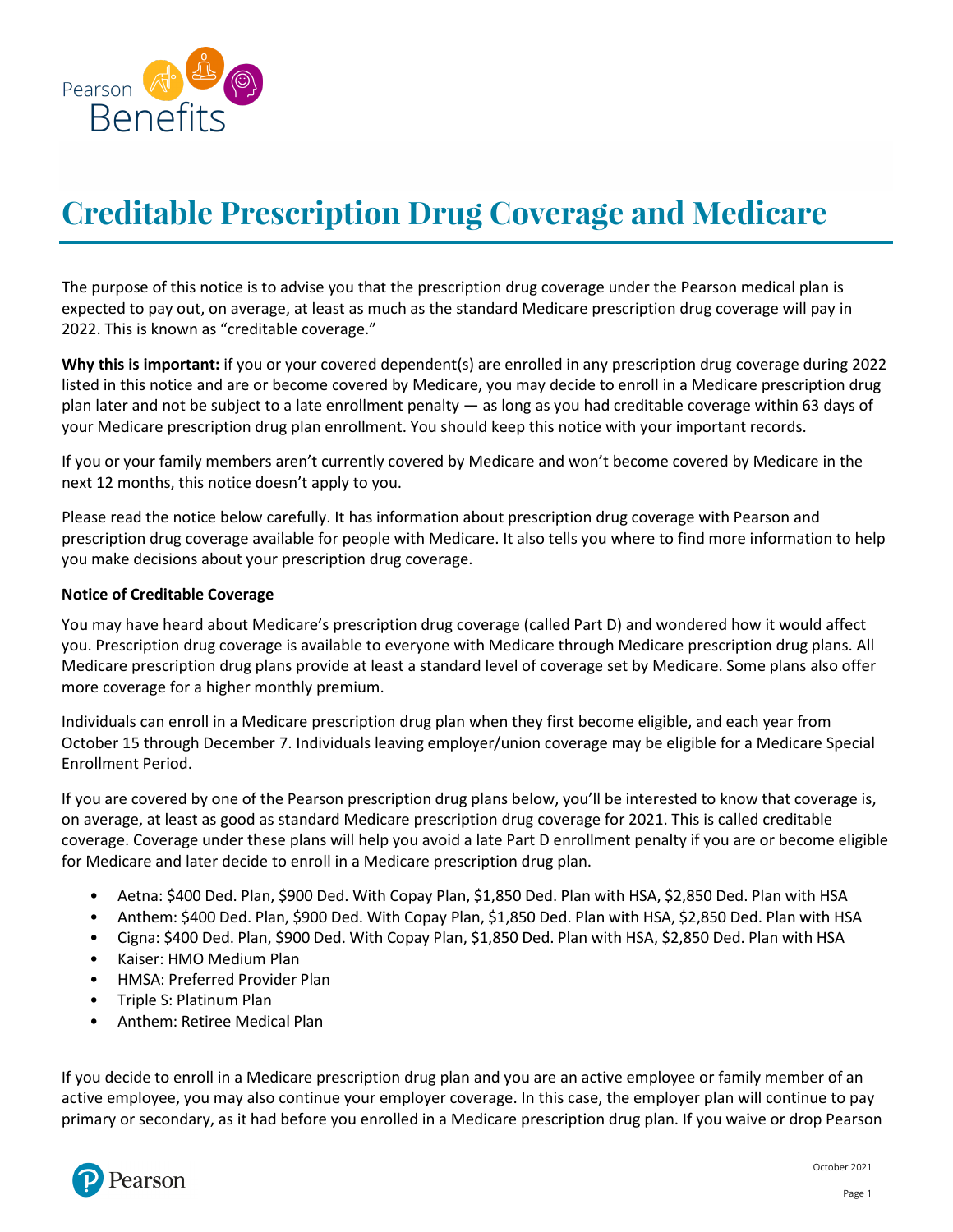# Creditable Prescription Drug Coverage and Medicare

The purpose of this notice is to advise you that the prescription drug coverage under the Pearson medical plan is expected to pay out, on average, at least as much as the standard Medicare prescription drug coverage will pay in 2022. This is known as "creditable coverage."

**Why this is important:** if you or your covered dependent(s) are enrolled in any prescription drug coverage during 2022 listed in this notice and are or become covered by Medicare, you may decide to enroll in a Medicare prescription drug plan later and not be subject to a late enrollment penalty — as long as you had creditable coverage within 63 days of your Medicare prescription drug plan enrollment. You should keep this notice with your important records.

If you or your family members aren't currently covered by Medicare and won't become covered by Medicare in the next 12 months, this notice doesn't apply to you.

Please read the notice below carefully. It has information about prescription drug coverage with Pearson and prescription drug coverage available for people with Medicare. It also tells you where to find more information to help you make decisions about your prescription drug coverage.

**Notice of Creditable Coverage**

You may have heard about Medicare's prescription drug coverage (called Part D) and wondered how it would affect you. Prescription drug coverage is available to everyone with Medicare through Medicare prescription drug plans. All Medicare prescription drug plans provide at least a standard level of coverage set by Medicare. Some plans also offer more coverage for a higher monthly premium.

Individuals can enroll in a Medicare prescription drug plan when they first become eligible, and each year from October 15 through December 7. Individuals leaving employer/union coverage may be eligible for a Medicare Special Enrollment Period.

If you are covered by one of the Pearson prescription drug plans below, you'll be interested to know that coverage is, on average, at least as good as standard Medicare prescription drug coverage for 2021. This is called creditable coverage. Coverage under these plans will help you avoid a late Part D enrollment penalty if you are or become eligible for Medicare and later decide to enroll in a Medicare prescription drug plan.

- Aetna: $400 Ded. Plan, $900 Ded. With Copay Plan, $1,850 Ded. Plan with HSA, $2,850 Ded. Plan with HSA
- Anthem: $400 Ded. Plan, $900 Ded. With Copay Plan, $1,850 Ded. Plan with HSA, $2,850 Ded. Plan with HSA
- Cigna: $400 Ded. Plan, $900 Ded. With Copay Plan, $1,850 Ded. Plan with HSA, $2,850 Ded. Plan with HSA
- Kaiser: HMO Medium Plan
- HMSA: Preferred Provider Plan
- Triple S: Platinum Plan
- Anthem: Retiree Medical Plan

If you decide to enroll in a Medicare prescription drug plan and you are an active employee or family member of an active employee, you may also continue your employer coverage. In this case, the employer plan will continue to pay primary or secondary, as it had before you enrolled in a Medicare prescription drug plan. If you waive or drop Pearson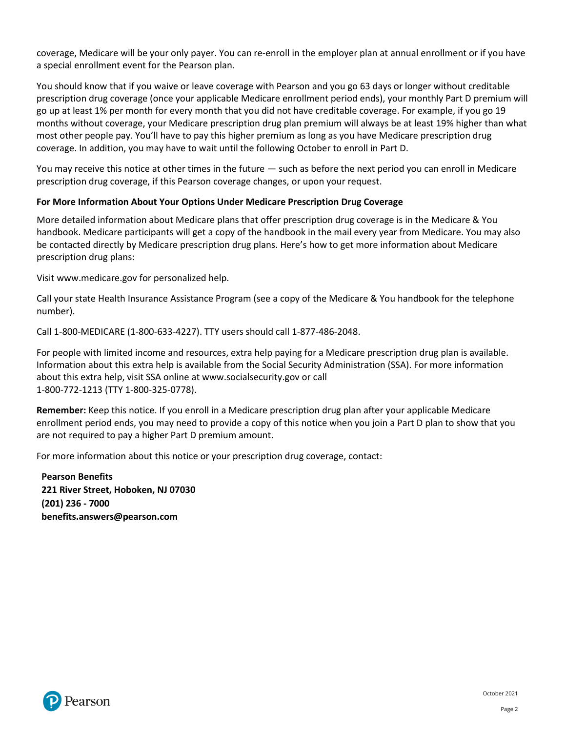coverage, Medicare will be your only payer. You can re-enroll in the employer plan at annual enrollment or if you have a special enrollment event for the Pearson plan.

You should know that if you waive or leave coverage with Pearson and you go 63 days or longer without creditable prescription drug coverage (once your applicable Medicare enrollment period ends), your monthly Part D premium will go up at least 1% per month for every month that you did not have creditable coverage. For example, if you go 19 months without coverage, your Medicare prescription drug plan premium will always be at least 19% higher than what most other people pay. You'll have to pay this higher premium as long as you have Medicare prescription drug coverage. In addition, you may have to wait until the following October to enroll in Part D.

You may receive this notice at other times in the future — such as before the next period you can enroll in Medicare prescription drug coverage, if this Pearson coverage changes, or upon your request.

**For More Information About Your Options Under Medicare Prescription Drug Coverage**

More detailed information about Medicare plans that offer prescription drug coverage is in the Medicare & You handbook. Medicare participants will get a copy of the handbook in the mail every year from Medicare. You may also be contacted directly by Medicare prescription drug plans. Here's how to get more information about Medicare prescription drug plans:

Visit www.medicare.gov for personalized help.

Call your state Health Insurance Assistance Program (see a copy of the Medicare & You handbook for the telephone number).

Call 1-800-MEDICARE (1-800-633-4227). TTY users should call 1-877-486-2048.

For people with limited income and resources, extra help paying for a Medicare prescription drug plan is available. Information about this extra help is available from the Social Security Administration (SSA). For more information about this extra help, visit SSA online at www.socialsecurity.gov or call 1-800-772-1213 (TTY 1-800-325-0778).

**Remember:** Keep this notice. If you enroll in a Medicare prescription drug plan after your applicable Medicare enrollment period ends, you may need to provide a copy of this notice when you join a Part D plan to show that you are not required to pay a higher Part D premium amount.

For more information about this notice or your prescription drug coverage, contact:

**Pearson Benefits**
**221 River Street, Hoboken, NJ 07030**
**(201) 236 - 7000**
**benefits.answers@pearson.com**

October 2021